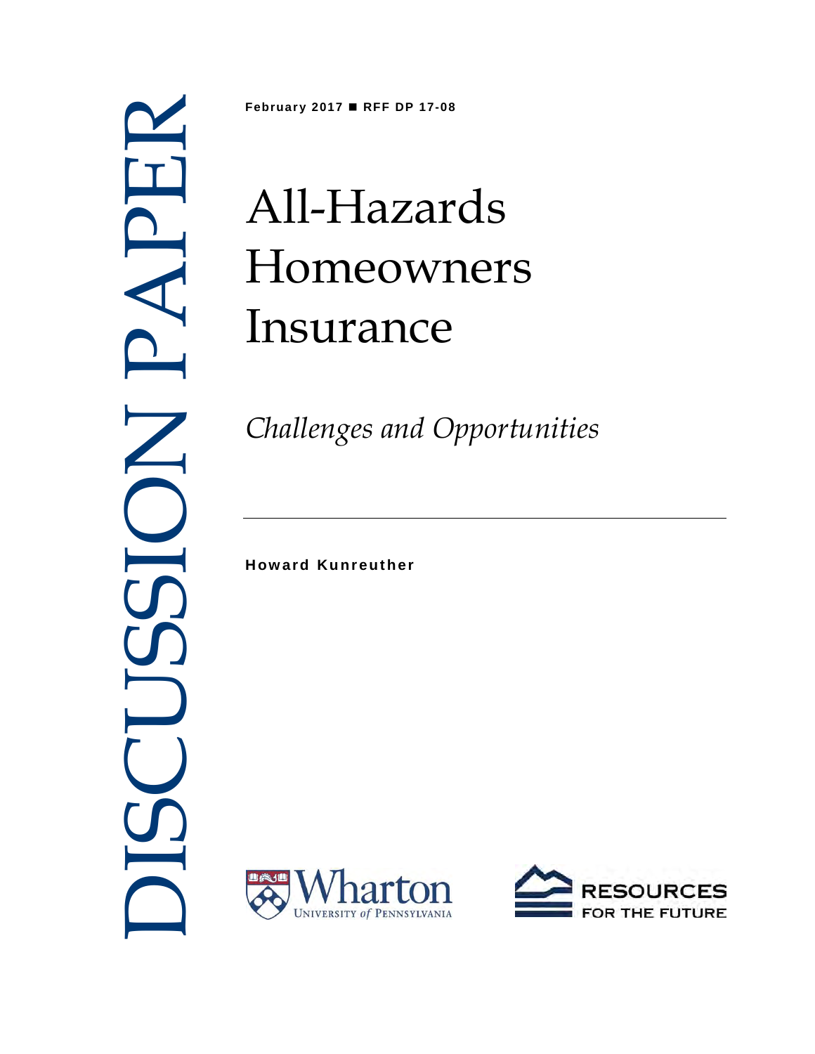DISCUSSION PAPER

**February 2017 ■ RFF DP 17-08**

# All-Hazards Homeowners Insurance

*Challenges and Opportunities*

---

**Howard Kunreuther**

Wharton UNIVERSITY *of* PENNSYLVANIA

RESOURCES FOR THE FUTURE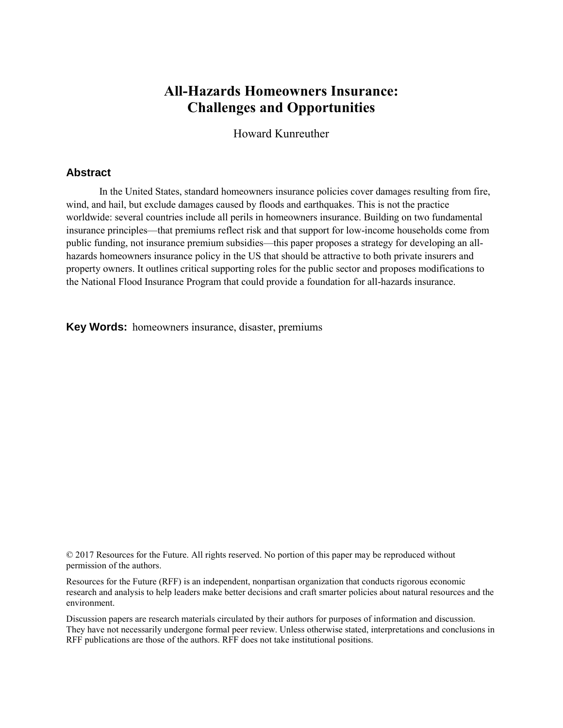# All-Hazards Homeowners Insurance: Challenges and Opportunities

Howard Kunreuther

## Abstract

In the United States, standard homeowners insurance policies cover damages resulting from fire, wind, and hail, but exclude damages caused by floods and earthquakes. This is not the practice worldwide: several countries include all perils in homeowners insurance. Building on two fundamental insurance principles—that premiums reflect risk and that support for low-income households come from public funding, not insurance premium subsidies—this paper proposes a strategy for developing an all-hazards homeowners insurance policy in the US that should be attractive to both private insurers and property owners. It outlines critical supporting roles for the public sector and proposes modifications to the National Flood Insurance Program that could provide a foundation for all-hazards insurance.

**Key Words:** homeowners insurance, disaster, premiums

© 2017 Resources for the Future. All rights reserved. No portion of this paper may be reproduced without permission of the authors.

Resources for the Future (RFF) is an independent, nonpartisan organization that conducts rigorous economic research and analysis to help leaders make better decisions and craft smarter policies about natural resources and the environment.

Discussion papers are research materials circulated by their authors for purposes of information and discussion. They have not necessarily undergone formal peer review. Unless otherwise stated, interpretations and conclusions in RFF publications are those of the authors. RFF does not take institutional positions.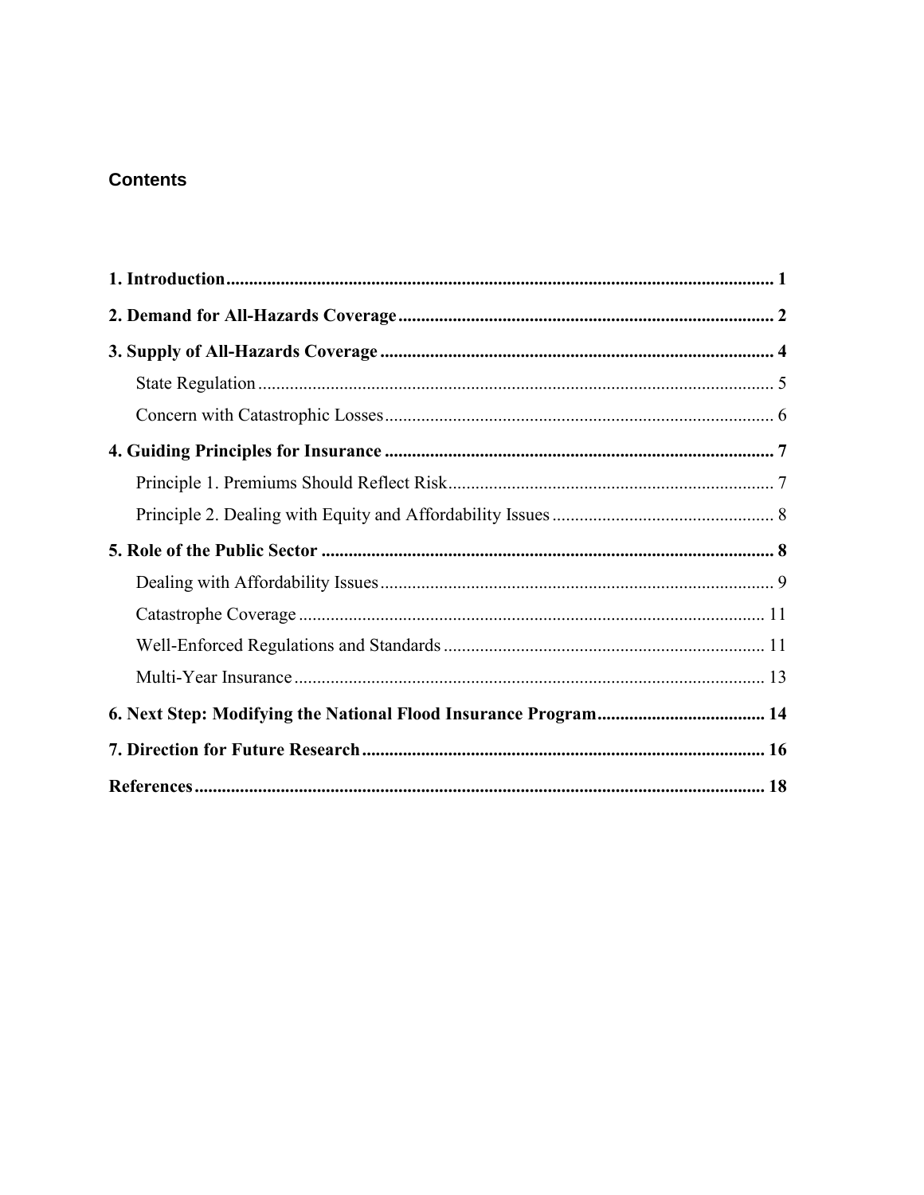## Contents

**1. Introduction** .......... **1**

**2. Demand for All-Hazards Coverage** .......... **2**

**3. Supply of All-Hazards Coverage** .......... **4**

- State Regulation .......... 5
- Concern with Catastrophic Losses .......... 6

**4. Guiding Principles for Insurance** .......... **7**

- Principle 1. Premiums Should Reflect Risk .......... 7
- Principle 2. Dealing with Equity and Affordability Issues .......... 8

**5. Role of the Public Sector** .......... **8**

- Dealing with Affordability Issues .......... 9
- Catastrophe Coverage .......... 11
- Well-Enforced Regulations and Standards .......... 11
- Multi-Year Insurance .......... 13

**6. Next Step: Modifying the National Flood Insurance Program** .......... **14**

**7. Direction for Future Research** .......... **16**

**References** .......... **18**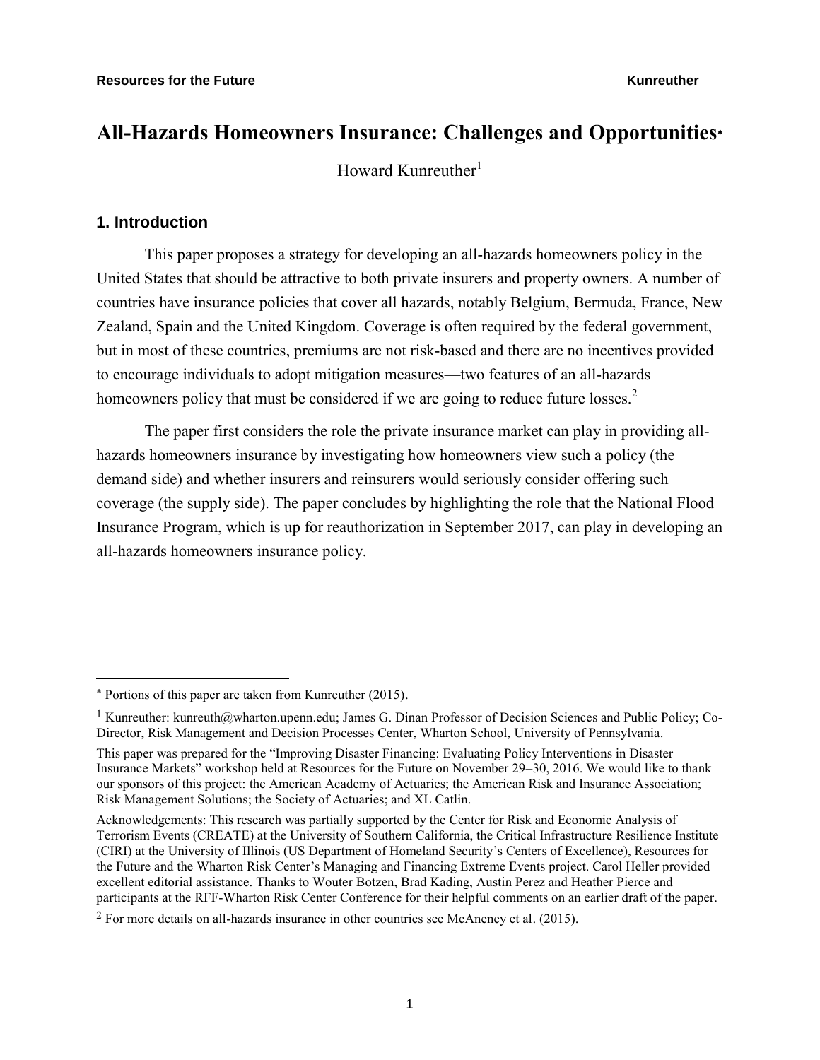# All-Hazards Homeowners Insurance: Challenges and Opportunities*

Howard Kunreuther[1]

## 1. Introduction

This paper proposes a strategy for developing an all-hazards homeowners policy in the United States that should be attractive to both private insurers and property owners. A number of countries have insurance policies that cover all hazards, notably Belgium, Bermuda, France, New Zealand, Spain and the United Kingdom. Coverage is often required by the federal government, but in most of these countries, premiums are not risk-based and there are no incentives provided to encourage individuals to adopt mitigation measures—two features of an all-hazards homeowners policy that must be considered if we are going to reduce future losses.[2]

The paper first considers the role the private insurance market can play in providing all-hazards homeowners insurance by investigating how homeowners view such a policy (the demand side) and whether insurers and reinsurers would seriously consider offering such coverage (the supply side). The paper concludes by highlighting the role that the National Flood Insurance Program, which is up for reauthorization in September 2017, can play in developing an all-hazards homeowners insurance policy.

---

* Portions of this paper are taken from Kunreuther (2015).

[1] Kunreuther: kunreuth@wharton.upenn.edu; James G. Dinan Professor of Decision Sciences and Public Policy; Co-Director, Risk Management and Decision Processes Center, Wharton School, University of Pennsylvania.

This paper was prepared for the "Improving Disaster Financing: Evaluating Policy Interventions in Disaster Insurance Markets" workshop held at Resources for the Future on November 29–30, 2016. We would like to thank our sponsors of this project: the American Academy of Actuaries; the American Risk and Insurance Association; Risk Management Solutions; the Society of Actuaries; and XL Catlin.

Acknowledgements: This research was partially supported by the Center for Risk and Economic Analysis of Terrorism Events (CREATE) at the University of Southern California, the Critical Infrastructure Resilience Institute (CIRI) at the University of Illinois (US Department of Homeland Security's Centers of Excellence), Resources for the Future and the Wharton Risk Center's Managing and Financing Extreme Events project. Carol Heller provided excellent editorial assistance. Thanks to Wouter Botzen, Brad Kading, Austin Perez and Heather Pierce and participants at the RFF-Wharton Risk Center Conference for their helpful comments on an earlier draft of the paper.

[2] For more details on all-hazards insurance in other countries see McAneney et al. (2015).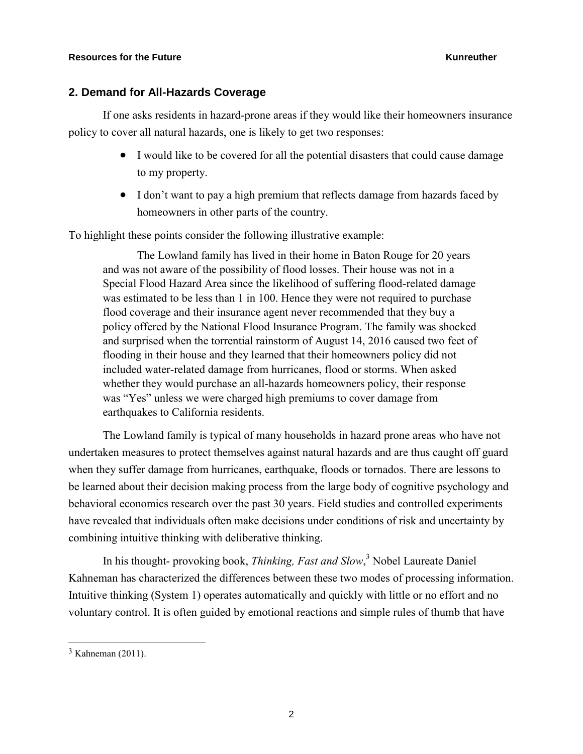## 2. Demand for All-Hazards Coverage

If one asks residents in hazard-prone areas if they would like their homeowners insurance policy to cover all natural hazards, one is likely to get two responses:

- I would like to be covered for all the potential disasters that could cause damage to my property.
- I don't want to pay a high premium that reflects damage from hazards faced by homeowners in other parts of the country.

To highlight these points consider the following illustrative example:

> The Lowland family has lived in their home in Baton Rouge for 20 years and was not aware of the possibility of flood losses. Their house was not in a Special Flood Hazard Area since the likelihood of suffering flood-related damage was estimated to be less than 1 in 100. Hence they were not required to purchase flood coverage and their insurance agent never recommended that they buy a policy offered by the National Flood Insurance Program. The family was shocked and surprised when the torrential rainstorm of August 14, 2016 caused two feet of flooding in their house and they learned that their homeowners policy did not included water-related damage from hurricanes, flood or storms. When asked whether they would purchase an all-hazards homeowners policy, their response was "Yes" unless we were charged high premiums to cover damage from earthquakes to California residents.

The Lowland family is typical of many households in hazard prone areas who have not undertaken measures to protect themselves against natural hazards and are thus caught off guard when they suffer damage from hurricanes, earthquake, floods or tornados. There are lessons to be learned about their decision making process from the large body of cognitive psychology and behavioral economics research over the past 30 years. Field studies and controlled experiments have revealed that individuals often make decisions under conditions of risk and uncertainty by combining intuitive thinking with deliberative thinking.

In his thought- provoking book, *Thinking, Fast and Slow*,[3] Nobel Laureate Daniel Kahneman has characterized the differences between these two modes of processing information. Intuitive thinking (System 1) operates automatically and quickly with little or no effort and no voluntary control. It is often guided by emotional reactions and simple rules of thumb that have

[3] Kahneman (2011).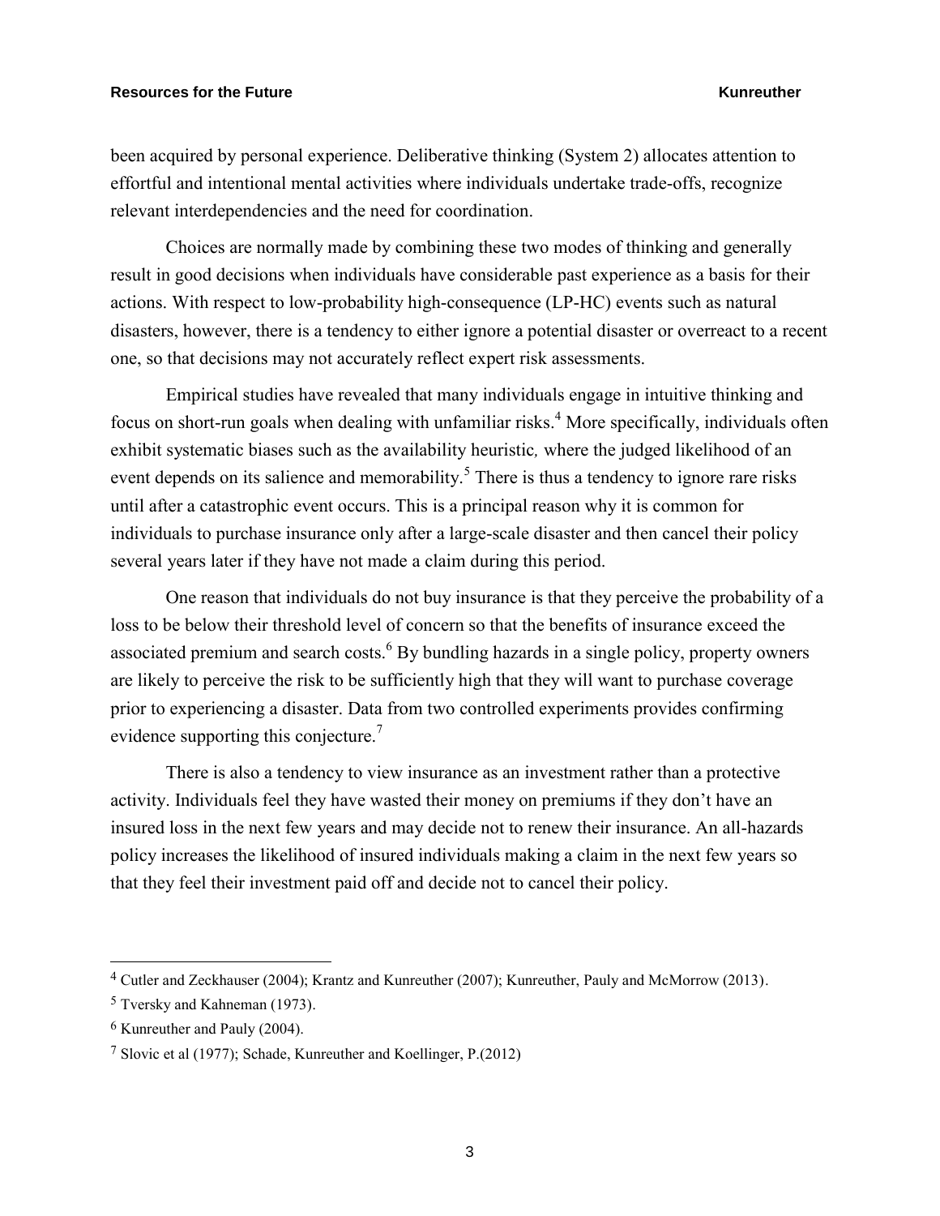been acquired by personal experience. Deliberative thinking (System 2) allocates attention to effortful and intentional mental activities where individuals undertake trade-offs, recognize relevant interdependencies and the need for coordination.

Choices are normally made by combining these two modes of thinking and generally result in good decisions when individuals have considerable past experience as a basis for their actions. With respect to low-probability high-consequence (LP-HC) events such as natural disasters, however, there is a tendency to either ignore a potential disaster or overreact to a recent one, so that decisions may not accurately reflect expert risk assessments.

Empirical studies have revealed that many individuals engage in intuitive thinking and focus on short-run goals when dealing with unfamiliar risks.[4] More specifically, individuals often exhibit systematic biases such as the availability heuristic*,* where the judged likelihood of an event depends on its salience and memorability.[5] There is thus a tendency to ignore rare risks until after a catastrophic event occurs. This is a principal reason why it is common for individuals to purchase insurance only after a large-scale disaster and then cancel their policy several years later if they have not made a claim during this period.

One reason that individuals do not buy insurance is that they perceive the probability of a loss to be below their threshold level of concern so that the benefits of insurance exceed the associated premium and search costs.[6] By bundling hazards in a single policy, property owners are likely to perceive the risk to be sufficiently high that they will want to purchase coverage prior to experiencing a disaster. Data from two controlled experiments provides confirming evidence supporting this conjecture.[7]

There is also a tendency to view insurance as an investment rather than a protective activity. Individuals feel they have wasted their money on premiums if they don't have an insured loss in the next few years and may decide not to renew their insurance. An all-hazards policy increases the likelihood of insured individuals making a claim in the next few years so that they feel their investment paid off and decide not to cancel their policy.

---

[4] Cutler and Zeckhauser (2004); Krantz and Kunreuther (2007); Kunreuther, Pauly and McMorrow (2013).

[5] Tversky and Kahneman (1973).

[6] Kunreuther and Pauly (2004).

[7] Slovic et al (1977); Schade, Kunreuther and Koellinger, P.(2012)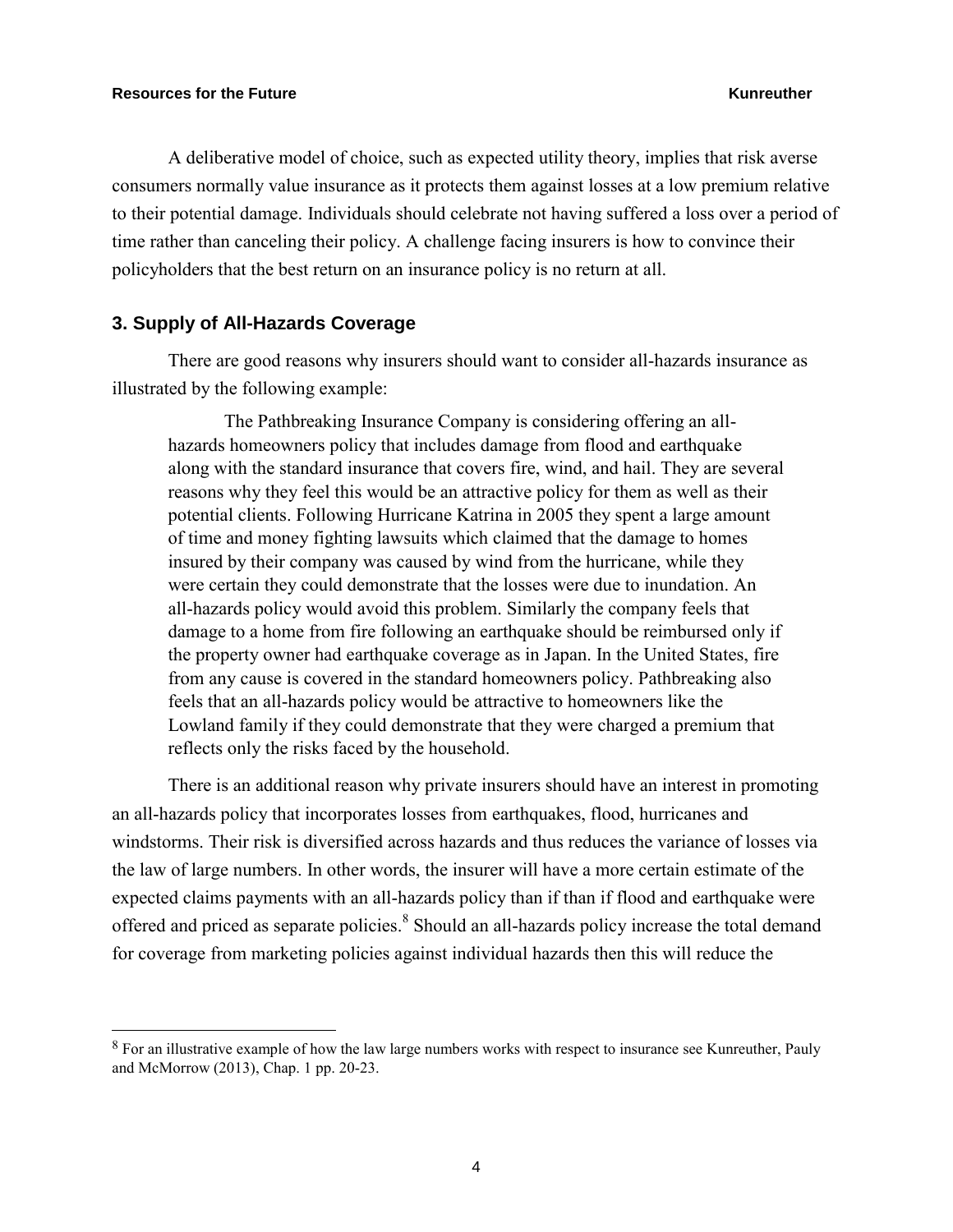A deliberative model of choice, such as expected utility theory, implies that risk averse consumers normally value insurance as it protects them against losses at a low premium relative to their potential damage. Individuals should celebrate not having suffered a loss over a period of time rather than canceling their policy. A challenge facing insurers is how to convince their policyholders that the best return on an insurance policy is no return at all.

## 3. Supply of All-Hazards Coverage

There are good reasons why insurers should want to consider all-hazards insurance as illustrated by the following example:

> The Pathbreaking Insurance Company is considering offering an all-hazards homeowners policy that includes damage from flood and earthquake along with the standard insurance that covers fire, wind, and hail. They are several reasons why they feel this would be an attractive policy for them as well as their potential clients. Following Hurricane Katrina in 2005 they spent a large amount of time and money fighting lawsuits which claimed that the damage to homes insured by their company was caused by wind from the hurricane, while they were certain they could demonstrate that the losses were due to inundation. An all-hazards policy would avoid this problem. Similarly the company feels that damage to a home from fire following an earthquake should be reimbursed only if the property owner had earthquake coverage as in Japan. In the United States, fire from any cause is covered in the standard homeowners policy. Pathbreaking also feels that an all-hazards policy would be attractive to homeowners like the Lowland family if they could demonstrate that they were charged a premium that reflects only the risks faced by the household.

There is an additional reason why private insurers should have an interest in promoting an all-hazards policy that incorporates losses from earthquakes, flood, hurricanes and windstorms. Their risk is diversified across hazards and thus reduces the variance of losses via the law of large numbers. In other words, the insurer will have a more certain estimate of the expected claims payments with an all-hazards policy than if than if flood and earthquake were offered and priced as separate policies.[8] Should an all-hazards policy increase the total demand for coverage from marketing policies against individual hazards then this will reduce the

---

[8] For an illustrative example of how the law large numbers works with respect to insurance see Kunreuther, Pauly and McMorrow (2013), Chap. 1 pp. 20-23.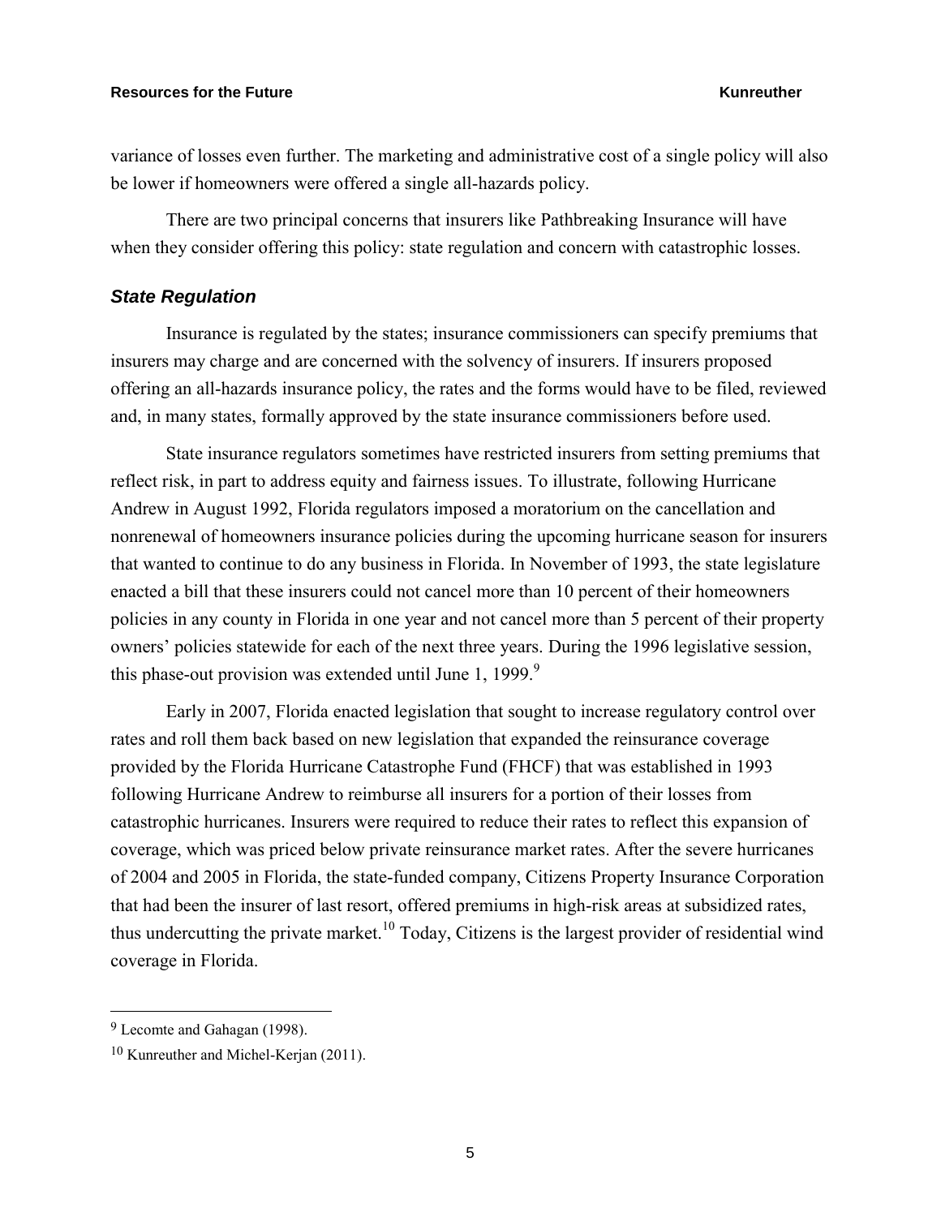variance of losses even further. The marketing and administrative cost of a single policy will also be lower if homeowners were offered a single all-hazards policy.

There are two principal concerns that insurers like Pathbreaking Insurance will have when they consider offering this policy: state regulation and concern with catastrophic losses.

### *State Regulation*

Insurance is regulated by the states; insurance commissioners can specify premiums that insurers may charge and are concerned with the solvency of insurers. If insurers proposed offering an all-hazards insurance policy, the rates and the forms would have to be filed, reviewed and, in many states, formally approved by the state insurance commissioners before used.

State insurance regulators sometimes have restricted insurers from setting premiums that reflect risk, in part to address equity and fairness issues. To illustrate, following Hurricane Andrew in August 1992, Florida regulators imposed a moratorium on the cancellation and nonrenewal of homeowners insurance policies during the upcoming hurricane season for insurers that wanted to continue to do any business in Florida. In November of 1993, the state legislature enacted a bill that these insurers could not cancel more than 10 percent of their homeowners policies in any county in Florida in one year and not cancel more than 5 percent of their property owners' policies statewide for each of the next three years. During the 1996 legislative session, this phase-out provision was extended until June 1, 1999.[9]

Early in 2007, Florida enacted legislation that sought to increase regulatory control over rates and roll them back based on new legislation that expanded the reinsurance coverage provided by the Florida Hurricane Catastrophe Fund (FHCF) that was established in 1993 following Hurricane Andrew to reimburse all insurers for a portion of their losses from catastrophic hurricanes. Insurers were required to reduce their rates to reflect this expansion of coverage, which was priced below private reinsurance market rates. After the severe hurricanes of 2004 and 2005 in Florida, the state-funded company, Citizens Property Insurance Corporation that had been the insurer of last resort, offered premiums in high-risk areas at subsidized rates, thus undercutting the private market.[10] Today, Citizens is the largest provider of residential wind coverage in Florida.

---

[9] Lecomte and Gahagan (1998).

[10] Kunreuther and Michel-Kerjan (2011).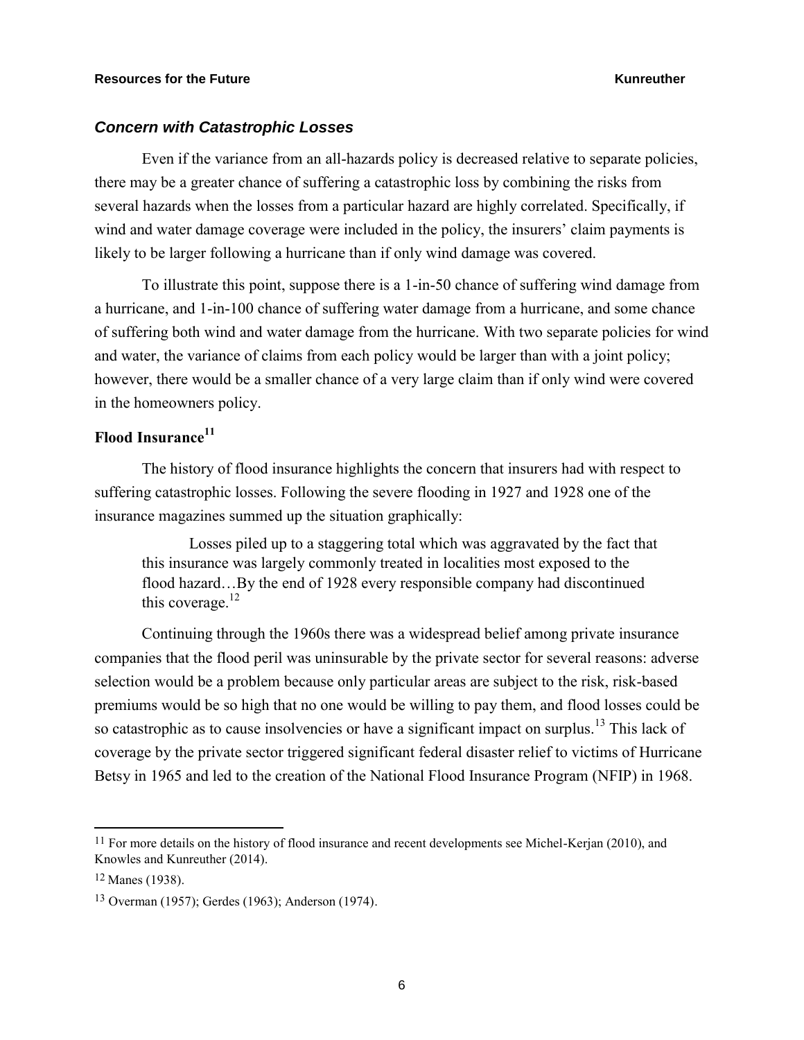### *Concern with Catastrophic Losses*

Even if the variance from an all-hazards policy is decreased relative to separate policies, there may be a greater chance of suffering a catastrophic loss by combining the risks from several hazards when the losses from a particular hazard are highly correlated. Specifically, if wind and water damage coverage were included in the policy, the insurers' claim payments is likely to be larger following a hurricane than if only wind damage was covered.

To illustrate this point, suppose there is a 1-in-50 chance of suffering wind damage from a hurricane, and 1-in-100 chance of suffering water damage from a hurricane, and some chance of suffering both wind and water damage from the hurricane. With two separate policies for wind and water, the variance of claims from each policy would be larger than with a joint policy; however, there would be a smaller chance of a very large claim than if only wind were covered in the homeowners policy.

## Flood Insurance[11]

The history of flood insurance highlights the concern that insurers had with respect to suffering catastrophic losses. Following the severe flooding in 1927 and 1928 one of the insurance magazines summed up the situation graphically:

> Losses piled up to a staggering total which was aggravated by the fact that this insurance was largely commonly treated in localities most exposed to the flood hazard…By the end of 1928 every responsible company had discontinued this coverage.[12]

Continuing through the 1960s there was a widespread belief among private insurance companies that the flood peril was uninsurable by the private sector for several reasons: adverse selection would be a problem because only particular areas are subject to the risk, risk-based premiums would be so high that no one would be willing to pay them, and flood losses could be so catastrophic as to cause insolvencies or have a significant impact on surplus.[13] This lack of coverage by the private sector triggered significant federal disaster relief to victims of Hurricane Betsy in 1965 and led to the creation of the National Flood Insurance Program (NFIP) in 1968.

---

[11] For more details on the history of flood insurance and recent developments see Michel-Kerjan (2010), and Knowles and Kunreuther (2014).

[12] Manes (1938).

[13] Overman (1957); Gerdes (1963); Anderson (1974).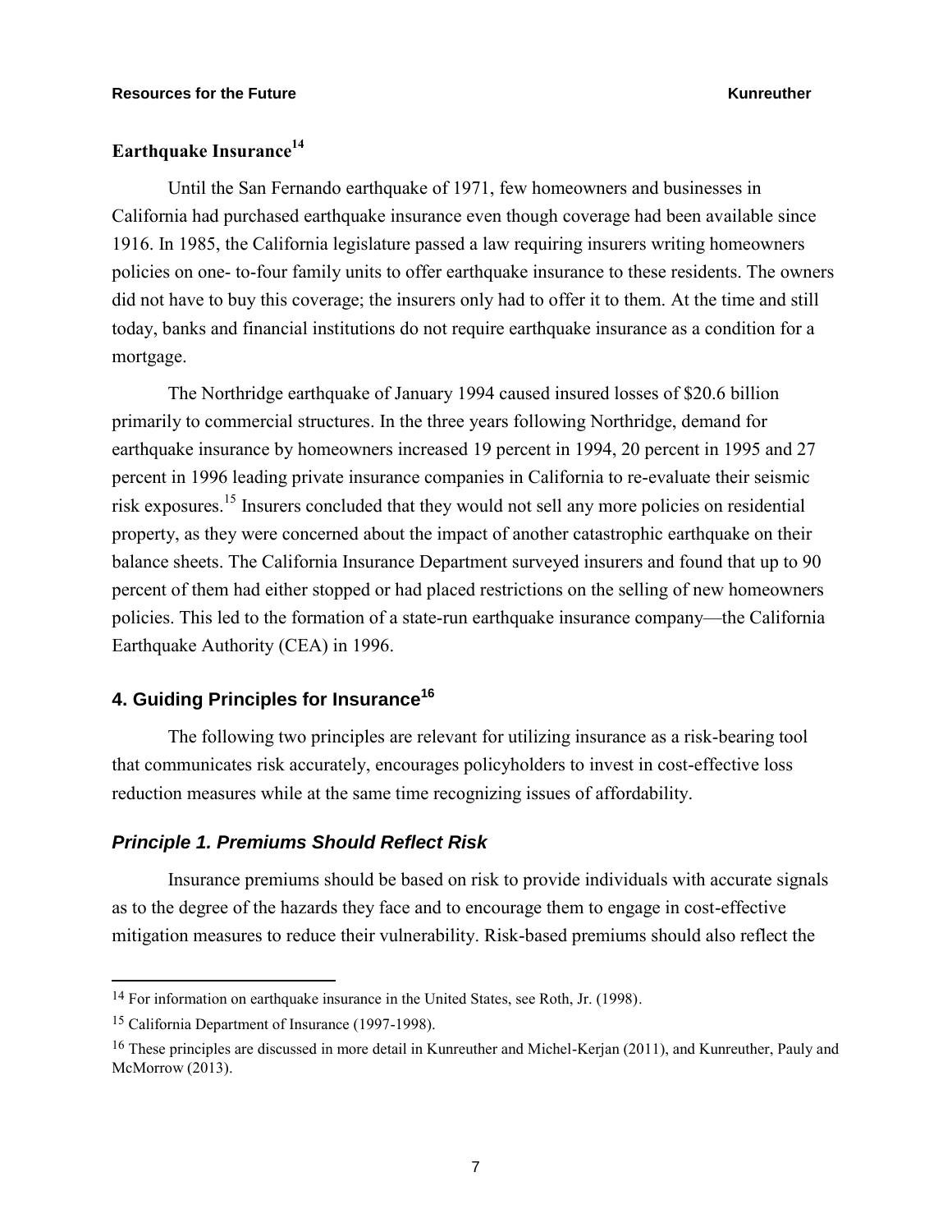### Earthquake Insurance[14]

Until the San Fernando earthquake of 1971, few homeowners and businesses in California had purchased earthquake insurance even though coverage had been available since 1916. In 1985, the California legislature passed a law requiring insurers writing homeowners policies on one- to-four family units to offer earthquake insurance to these residents. The owners did not have to buy this coverage; the insurers only had to offer it to them. At the time and still today, banks and financial institutions do not require earthquake insurance as a condition for a mortgage.

The Northridge earthquake of January 1994 caused insured losses of $20.6 billion primarily to commercial structures. In the three years following Northridge, demand for earthquake insurance by homeowners increased 19 percent in 1994, 20 percent in 1995 and 27 percent in 1996 leading private insurance companies in California to re-evaluate their seismic risk exposures.[15] Insurers concluded that they would not sell any more policies on residential property, as they were concerned about the impact of another catastrophic earthquake on their balance sheets. The California Insurance Department surveyed insurers and found that up to 90 percent of them had either stopped or had placed restrictions on the selling of new homeowners policies. This led to the formation of a state-run earthquake insurance company—the California Earthquake Authority (CEA) in 1996.

## 4. Guiding Principles for Insurance[16]

The following two principles are relevant for utilizing insurance as a risk-bearing tool that communicates risk accurately, encourages policyholders to invest in cost-effective loss reduction measures while at the same time recognizing issues of affordability.

### *Principle 1. Premiums Should Reflect Risk*

Insurance premiums should be based on risk to provide individuals with accurate signals as to the degree of the hazards they face and to encourage them to engage in cost-effective mitigation measures to reduce their vulnerability. Risk-based premiums should also reflect the

---

[14] For information on earthquake insurance in the United States, see Roth, Jr. (1998).

[15] California Department of Insurance (1997-1998).

[16] These principles are discussed in more detail in Kunreuther and Michel-Kerjan (2011), and Kunreuther, Pauly and McMorrow (2013).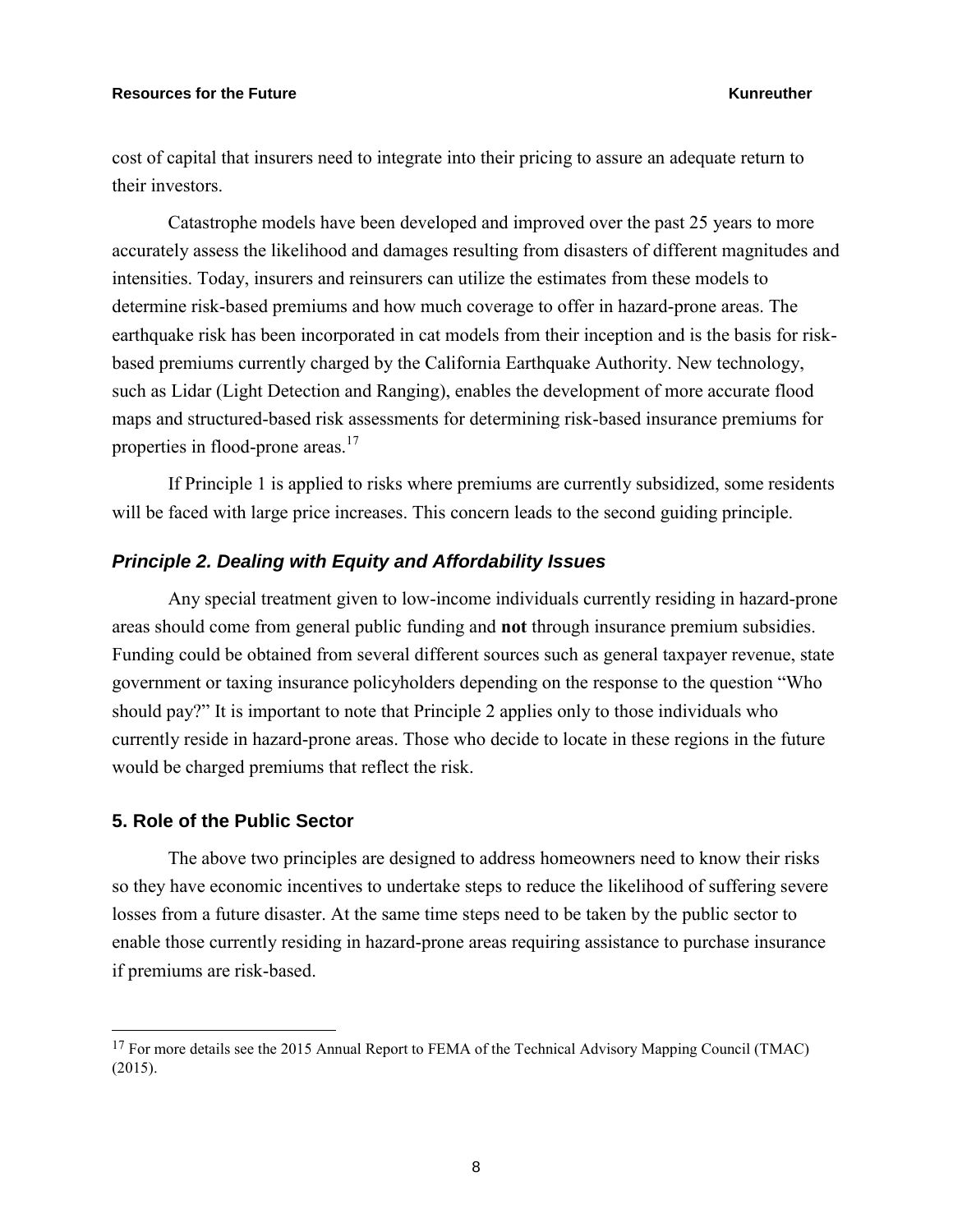cost of capital that insurers need to integrate into their pricing to assure an adequate return to their investors.

Catastrophe models have been developed and improved over the past 25 years to more accurately assess the likelihood and damages resulting from disasters of different magnitudes and intensities. Today, insurers and reinsurers can utilize the estimates from these models to determine risk-based premiums and how much coverage to offer in hazard-prone areas. The earthquake risk has been incorporated in cat models from their inception and is the basis for risk-based premiums currently charged by the California Earthquake Authority. New technology, such as Lidar (Light Detection and Ranging), enables the development of more accurate flood maps and structured-based risk assessments for determining risk-based insurance premiums for properties in flood-prone areas.[17]

If Principle 1 is applied to risks where premiums are currently subsidized, some residents will be faced with large price increases. This concern leads to the second guiding principle.

### *Principle 2. Dealing with Equity and Affordability Issues*

Any special treatment given to low-income individuals currently residing in hazard-prone areas should come from general public funding and **not** through insurance premium subsidies. Funding could be obtained from several different sources such as general taxpayer revenue, state government or taxing insurance policyholders depending on the response to the question "Who should pay?" It is important to note that Principle 2 applies only to those individuals who currently reside in hazard-prone areas. Those who decide to locate in these regions in the future would be charged premiums that reflect the risk.

## 5. Role of the Public Sector

The above two principles are designed to address homeowners need to know their risks so they have economic incentives to undertake steps to reduce the likelihood of suffering severe losses from a future disaster. At the same time steps need to be taken by the public sector to enable those currently residing in hazard-prone areas requiring assistance to purchase insurance if premiums are risk-based.

---

[17] For more details see the 2015 Annual Report to FEMA of the Technical Advisory Mapping Council (TMAC) (2015).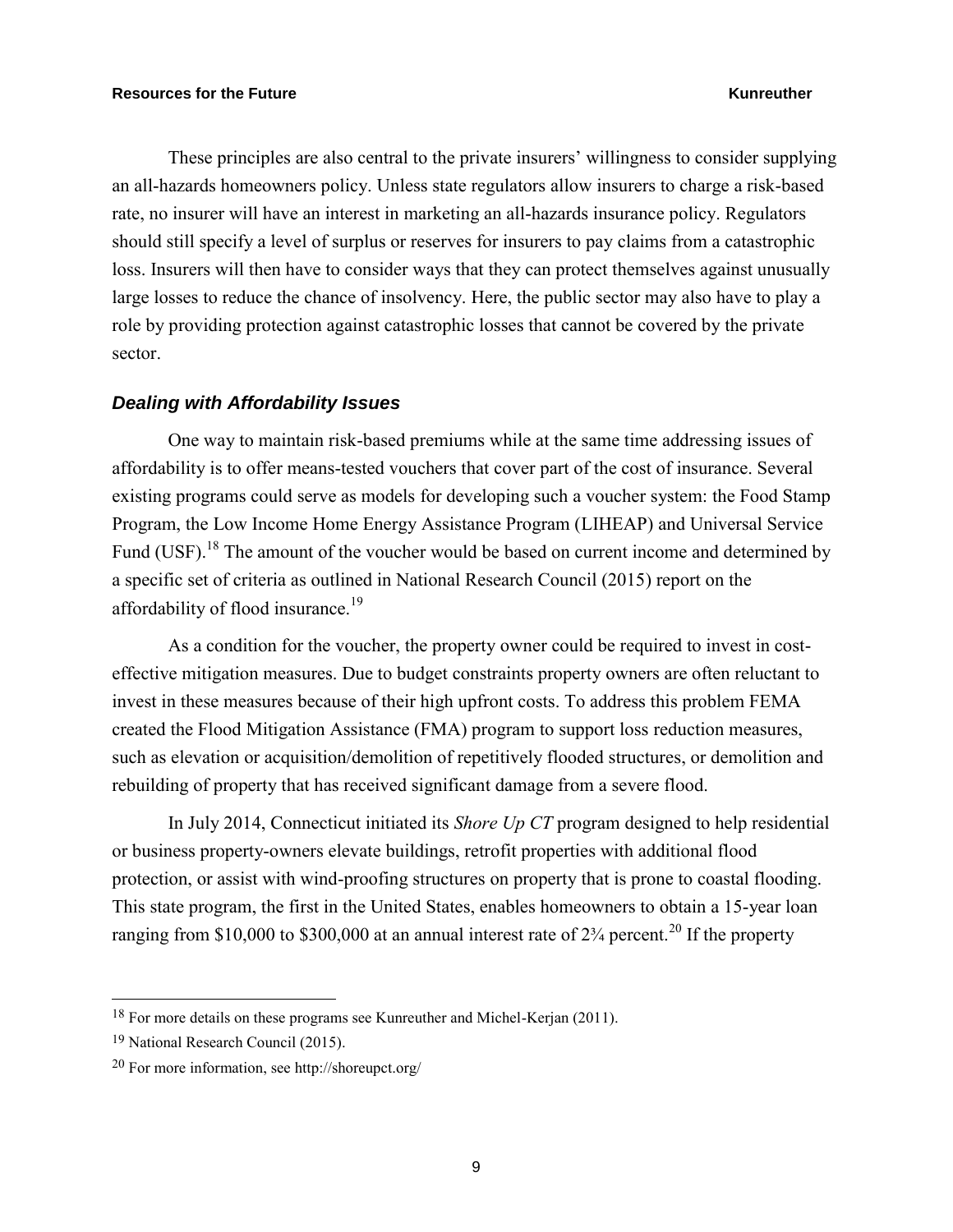These principles are also central to the private insurers' willingness to consider supplying an all-hazards homeowners policy. Unless state regulators allow insurers to charge a risk-based rate, no insurer will have an interest in marketing an all-hazards insurance policy. Regulators should still specify a level of surplus or reserves for insurers to pay claims from a catastrophic loss. Insurers will then have to consider ways that they can protect themselves against unusually large losses to reduce the chance of insolvency. Here, the public sector may also have to play a role by providing protection against catastrophic losses that cannot be covered by the private sector.

### *Dealing with Affordability Issues*

One way to maintain risk-based premiums while at the same time addressing issues of affordability is to offer means-tested vouchers that cover part of the cost of insurance. Several existing programs could serve as models for developing such a voucher system: the Food Stamp Program, the Low Income Home Energy Assistance Program (LIHEAP) and Universal Service Fund (USF).[18] The amount of the voucher would be based on current income and determined by a specific set of criteria as outlined in National Research Council (2015) report on the affordability of flood insurance.[19]

As a condition for the voucher, the property owner could be required to invest in cost-effective mitigation measures. Due to budget constraints property owners are often reluctant to invest in these measures because of their high upfront costs. To address this problem FEMA created the Flood Mitigation Assistance (FMA) program to support loss reduction measures, such as elevation or acquisition/demolition of repetitively flooded structures, or demolition and rebuilding of property that has received significant damage from a severe flood.

In July 2014, Connecticut initiated its *Shore Up CT* program designed to help residential or business property-owners elevate buildings, retrofit properties with additional flood protection, or assist with wind-proofing structures on property that is prone to coastal flooding. This state program, the first in the United States, enables homeowners to obtain a 15-year loan ranging from \$10,000 to \$300,000 at an annual interest rate of 2¾ percent.[20] If the property

---

[18] For more details on these programs see Kunreuther and Michel-Kerjan (2011).

[19] National Research Council (2015).

[20] For more information, see http://shoreupct.org/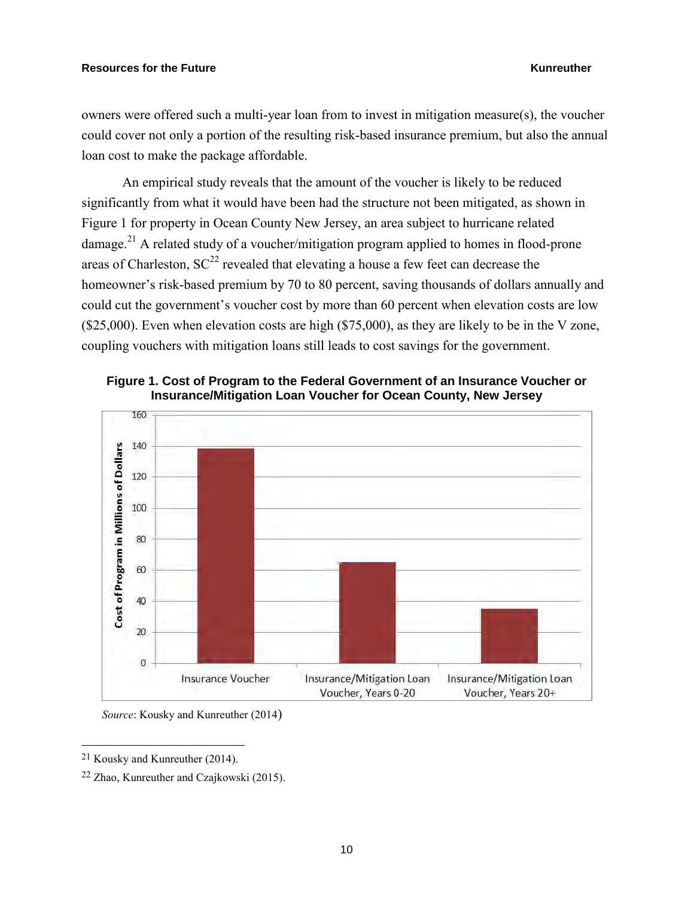owners were offered such a multi-year loan from to invest in mitigation measure(s), the voucher could cover not only a portion of the resulting risk-based insurance premium, but also the annual loan cost to make the package affordable.

An empirical study reveals that the amount of the voucher is likely to be reduced significantly from what it would have been had the structure not been mitigated, as shown in Figure 1 for property in Ocean County New Jersey, an area subject to hurricane related damage.[21] A related study of a voucher/mitigation program applied to homes in flood-prone areas of Charleston, SC[22] revealed that elevating a house a few feet can decrease the homeowner's risk-based premium by 70 to 80 percent, saving thousands of dollars annually and could cut the government's voucher cost by more than 60 percent when elevation costs are low ($25,000). Even when elevation costs are high ($75,000), as they are likely to be in the V zone, coupling vouchers with mitigation loans still leads to cost savings for the government.

**Figure 1. Cost of Program to the Federal Government of an Insurance Voucher or Insurance/Mitigation Loan Voucher for Ocean County, New Jersey**

*Source*: Kousky and Kunreuther (2014)

---

[21] Kousky and Kunreuther (2014).

[22] Zhao, Kunreuther and Czajkowski (2015).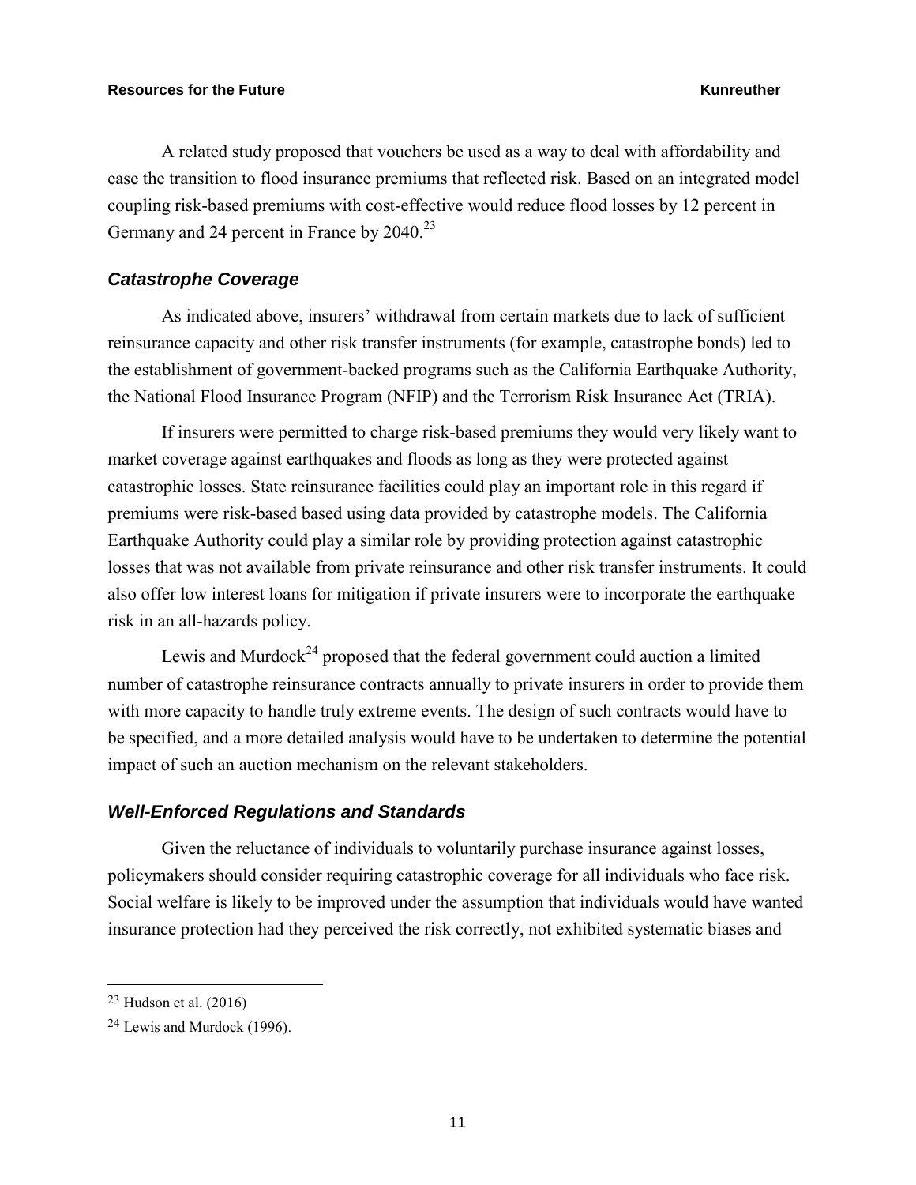A related study proposed that vouchers be used as a way to deal with affordability and ease the transition to flood insurance premiums that reflected risk. Based on an integrated model coupling risk-based premiums with cost-effective would reduce flood losses by 12 percent in Germany and 24 percent in France by 2040.[23]

### *Catastrophe Coverage*

As indicated above, insurers' withdrawal from certain markets due to lack of sufficient reinsurance capacity and other risk transfer instruments (for example, catastrophe bonds) led to the establishment of government-backed programs such as the California Earthquake Authority, the National Flood Insurance Program (NFIP) and the Terrorism Risk Insurance Act (TRIA).

If insurers were permitted to charge risk-based premiums they would very likely want to market coverage against earthquakes and floods as long as they were protected against catastrophic losses. State reinsurance facilities could play an important role in this regard if premiums were risk-based based using data provided by catastrophe models. The California Earthquake Authority could play a similar role by providing protection against catastrophic losses that was not available from private reinsurance and other risk transfer instruments. It could also offer low interest loans for mitigation if private insurers were to incorporate the earthquake risk in an all-hazards policy.

Lewis and Murdock[24] proposed that the federal government could auction a limited number of catastrophe reinsurance contracts annually to private insurers in order to provide them with more capacity to handle truly extreme events. The design of such contracts would have to be specified, and a more detailed analysis would have to be undertaken to determine the potential impact of such an auction mechanism on the relevant stakeholders.

### *Well-Enforced Regulations and Standards*

Given the reluctance of individuals to voluntarily purchase insurance against losses, policymakers should consider requiring catastrophic coverage for all individuals who face risk. Social welfare is likely to be improved under the assumption that individuals would have wanted insurance protection had they perceived the risk correctly, not exhibited systematic biases and

---

[23] Hudson et al. (2016)

[24] Lewis and Murdock (1996).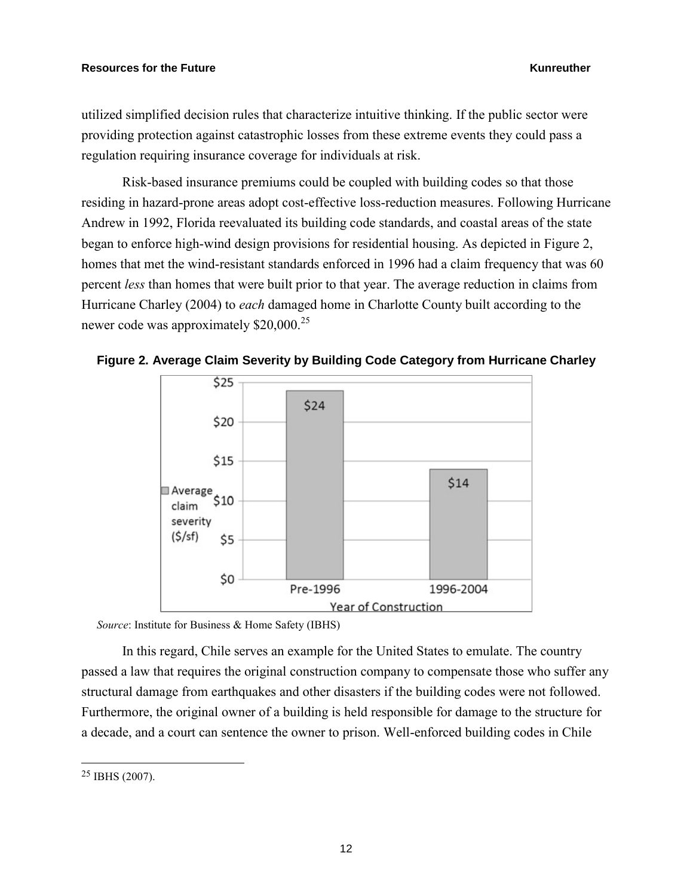utilized simplified decision rules that characterize intuitive thinking. If the public sector were providing protection against catastrophic losses from these extreme events they could pass a regulation requiring insurance coverage for individuals at risk.

Risk-based insurance premiums could be coupled with building codes so that those residing in hazard-prone areas adopt cost-effective loss-reduction measures. Following Hurricane Andrew in 1992, Florida reevaluated its building code standards, and coastal areas of the state began to enforce high-wind design provisions for residential housing. As depicted in Figure 2, homes that met the wind-resistant standards enforced in 1996 had a claim frequency that was 60 percent *less* than homes that were built prior to that year. The average reduction in claims from Hurricane Charley (2004) to *each* damaged home in Charlotte County built according to the newer code was approximately $20,000.[25]

**Figure 2. Average Claim Severity by Building Code Category from Hurricane Charley**

| Year of Construction | Average claim severity ($/sf) |
|---|---|
| Pre-1996 | $24 |
| 1996-2004 | $14 |

*Source*: Institute for Business & Home Safety (IBHS)

In this regard, Chile serves an example for the United States to emulate. The country passed a law that requires the original construction company to compensate those who suffer any structural damage from earthquakes and other disasters if the building codes were not followed. Furthermore, the original owner of a building is held responsible for damage to the structure for a decade, and a court can sentence the owner to prison. Well-enforced building codes in Chile

[25] IBHS (2007).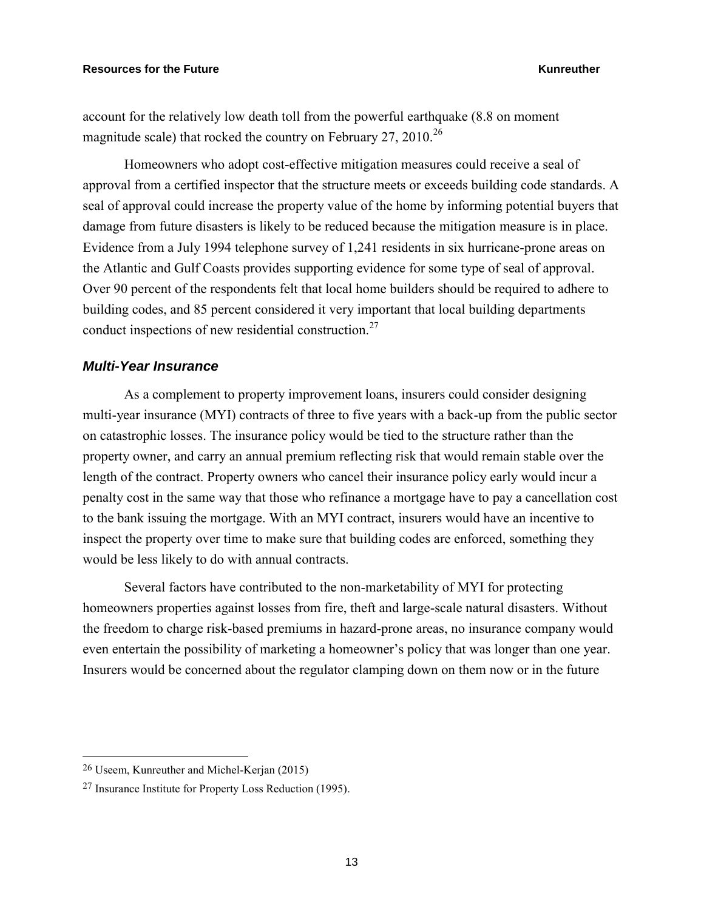account for the relatively low death toll from the powerful earthquake (8.8 on moment magnitude scale) that rocked the country on February 27, 2010.[26]

Homeowners who adopt cost-effective mitigation measures could receive a seal of approval from a certified inspector that the structure meets or exceeds building code standards. A seal of approval could increase the property value of the home by informing potential buyers that damage from future disasters is likely to be reduced because the mitigation measure is in place. Evidence from a July 1994 telephone survey of 1,241 residents in six hurricane-prone areas on the Atlantic and Gulf Coasts provides supporting evidence for some type of seal of approval. Over 90 percent of the respondents felt that local home builders should be required to adhere to building codes, and 85 percent considered it very important that local building departments conduct inspections of new residential construction.[27]

### *Multi-Year Insurance*

As a complement to property improvement loans, insurers could consider designing multi-year insurance (MYI) contracts of three to five years with a back-up from the public sector on catastrophic losses. The insurance policy would be tied to the structure rather than the property owner, and carry an annual premium reflecting risk that would remain stable over the length of the contract. Property owners who cancel their insurance policy early would incur a penalty cost in the same way that those who refinance a mortgage have to pay a cancellation cost to the bank issuing the mortgage. With an MYI contract, insurers would have an incentive to inspect the property over time to make sure that building codes are enforced, something they would be less likely to do with annual contracts.

Several factors have contributed to the non-marketability of MYI for protecting homeowners properties against losses from fire, theft and large-scale natural disasters. Without the freedom to charge risk-based premiums in hazard-prone areas, no insurance company would even entertain the possibility of marketing a homeowner's policy that was longer than one year. Insurers would be concerned about the regulator clamping down on them now or in the future

---

[26] Useem, Kunreuther and Michel-Kerjan (2015)

[27] Insurance Institute for Property Loss Reduction (1995).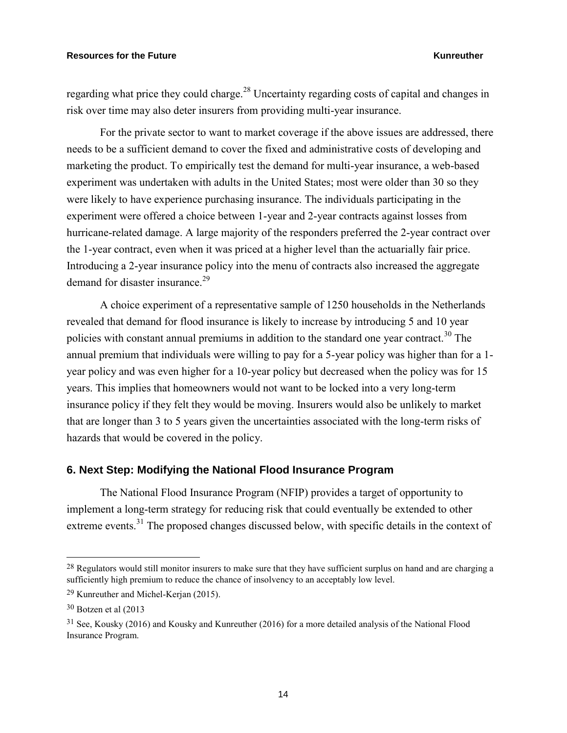regarding what price they could charge.[28] Uncertainty regarding costs of capital and changes in risk over time may also deter insurers from providing multi-year insurance.

For the private sector to want to market coverage if the above issues are addressed, there needs to be a sufficient demand to cover the fixed and administrative costs of developing and marketing the product. To empirically test the demand for multi-year insurance, a web-based experiment was undertaken with adults in the United States; most were older than 30 so they were likely to have experience purchasing insurance. The individuals participating in the experiment were offered a choice between 1-year and 2-year contracts against losses from hurricane-related damage. A large majority of the responders preferred the 2-year contract over the 1-year contract, even when it was priced at a higher level than the actuarially fair price. Introducing a 2-year insurance policy into the menu of contracts also increased the aggregate demand for disaster insurance.[29]

A choice experiment of a representative sample of 1250 households in the Netherlands revealed that demand for flood insurance is likely to increase by introducing 5 and 10 year policies with constant annual premiums in addition to the standard one year contract.[30] The annual premium that individuals were willing to pay for a 5-year policy was higher than for a 1-year policy and was even higher for a 10-year policy but decreased when the policy was for 15 years. This implies that homeowners would not want to be locked into a very long-term insurance policy if they felt they would be moving. Insurers would also be unlikely to market that are longer than 3 to 5 years given the uncertainties associated with the long-term risks of hazards that would be covered in the policy.

## 6. Next Step: Modifying the National Flood Insurance Program

The National Flood Insurance Program (NFIP) provides a target of opportunity to implement a long-term strategy for reducing risk that could eventually be extended to other extreme events.[31] The proposed changes discussed below, with specific details in the context of

---

[28] Regulators would still monitor insurers to make sure that they have sufficient surplus on hand and are charging a sufficiently high premium to reduce the chance of insolvency to an acceptably low level.

[29] Kunreuther and Michel-Kerjan (2015).

[30] Botzen et al (2013

[31] See, Kousky (2016) and Kousky and Kunreuther (2016) for a more detailed analysis of the National Flood Insurance Program.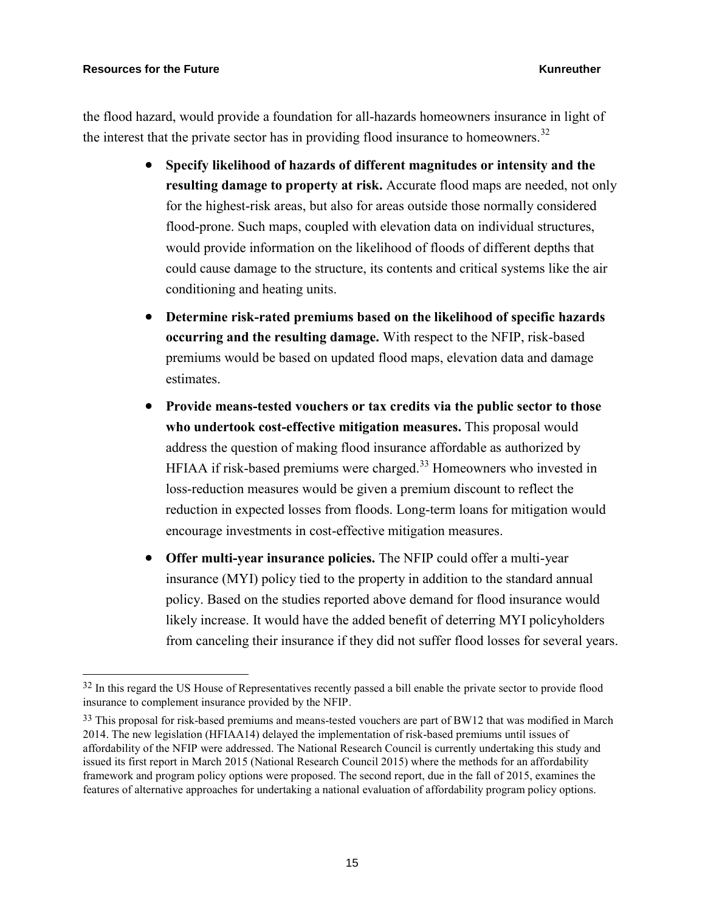the flood hazard, would provide a foundation for all-hazards homeowners insurance in light of the interest that the private sector has in providing flood insurance to homeowners.[32]

- **Specify likelihood of hazards of different magnitudes or intensity and the resulting damage to property at risk.** Accurate flood maps are needed, not only for the highest-risk areas, but also for areas outside those normally considered flood-prone. Such maps, coupled with elevation data on individual structures, would provide information on the likelihood of floods of different depths that could cause damage to the structure, its contents and critical systems like the air conditioning and heating units.
- **Determine risk-rated premiums based on the likelihood of specific hazards occurring and the resulting damage.** With respect to the NFIP, risk-based premiums would be based on updated flood maps, elevation data and damage estimates.
- **Provide means-tested vouchers or tax credits via the public sector to those who undertook cost-effective mitigation measures.** This proposal would address the question of making flood insurance affordable as authorized by HFIAA if risk-based premiums were charged.[33] Homeowners who invested in loss-reduction measures would be given a premium discount to reflect the reduction in expected losses from floods. Long-term loans for mitigation would encourage investments in cost-effective mitigation measures.
- **Offer multi-year insurance policies.** The NFIP could offer a multi-year insurance (MYI) policy tied to the property in addition to the standard annual policy. Based on the studies reported above demand for flood insurance would likely increase. It would have the added benefit of deterring MYI policyholders from canceling their insurance if they did not suffer flood losses for several years.

---

[32] In this regard the US House of Representatives recently passed a bill enable the private sector to provide flood insurance to complement insurance provided by the NFIP.

[33] This proposal for risk-based premiums and means-tested vouchers are part of BW12 that was modified in March 2014. The new legislation (HFIAA14) delayed the implementation of risk-based premiums until issues of affordability of the NFIP were addressed. The National Research Council is currently undertaking this study and issued its first report in March 2015 (National Research Council 2015) where the methods for an affordability framework and program policy options were proposed. The second report, due in the fall of 2015, examines the features of alternative approaches for undertaking a national evaluation of affordability program policy options.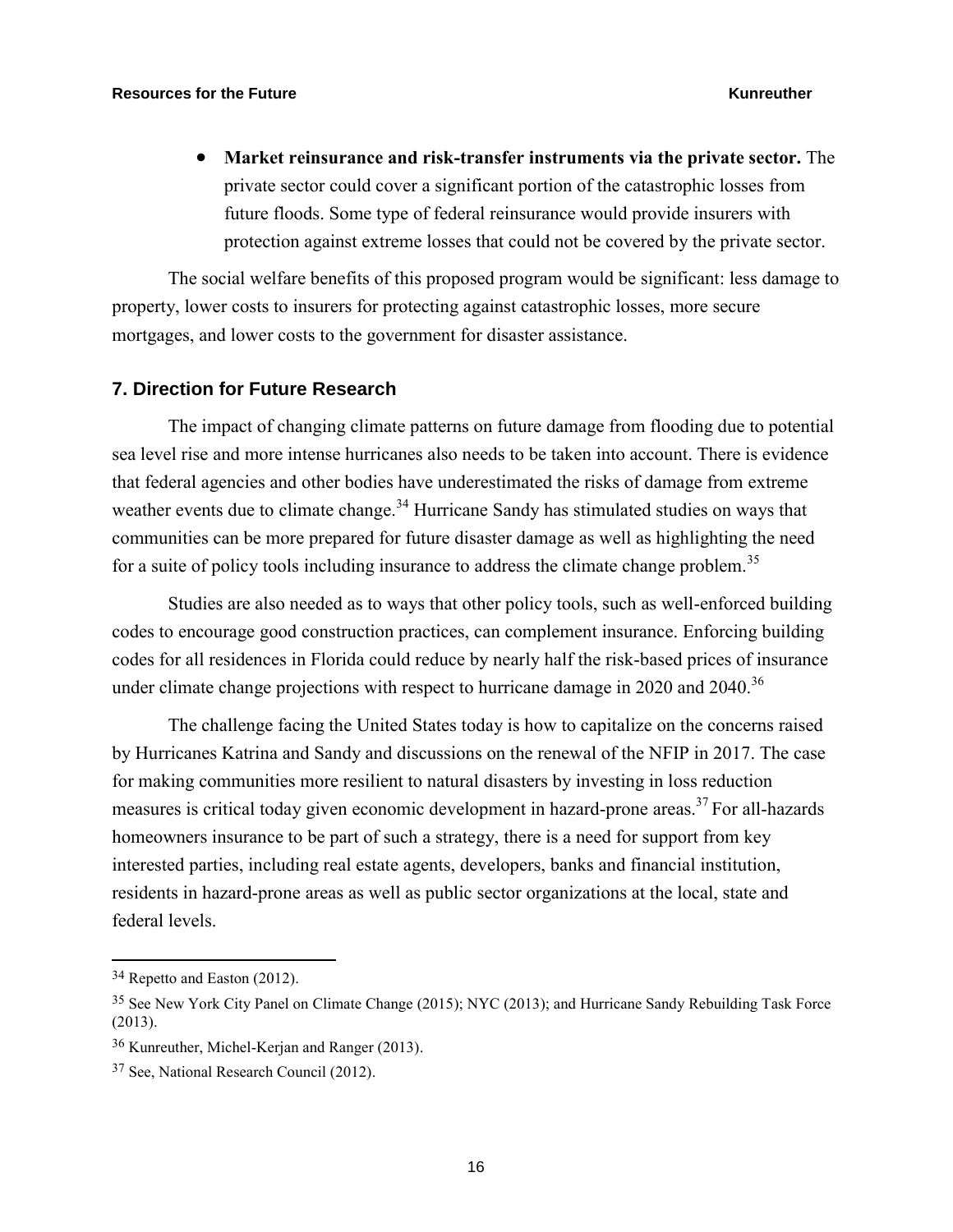- **Market reinsurance and risk-transfer instruments via the private sector.** The private sector could cover a significant portion of the catastrophic losses from future floods. Some type of federal reinsurance would provide insurers with protection against extreme losses that could not be covered by the private sector.

The social welfare benefits of this proposed program would be significant: less damage to property, lower costs to insurers for protecting against catastrophic losses, more secure mortgages, and lower costs to the government for disaster assistance.

## 7. Direction for Future Research

The impact of changing climate patterns on future damage from flooding due to potential sea level rise and more intense hurricanes also needs to be taken into account. There is evidence that federal agencies and other bodies have underestimated the risks of damage from extreme weather events due to climate change.[34] Hurricane Sandy has stimulated studies on ways that communities can be more prepared for future disaster damage as well as highlighting the need for a suite of policy tools including insurance to address the climate change problem.[35]

Studies are also needed as to ways that other policy tools, such as well-enforced building codes to encourage good construction practices, can complement insurance. Enforcing building codes for all residences in Florida could reduce by nearly half the risk-based prices of insurance under climate change projections with respect to hurricane damage in 2020 and 2040.[36]

The challenge facing the United States today is how to capitalize on the concerns raised by Hurricanes Katrina and Sandy and discussions on the renewal of the NFIP in 2017. The case for making communities more resilient to natural disasters by investing in loss reduction measures is critical today given economic development in hazard-prone areas.[37] For all-hazards homeowners insurance to be part of such a strategy, there is a need for support from key interested parties, including real estate agents, developers, banks and financial institution, residents in hazard-prone areas as well as public sector organizations at the local, state and federal levels.

---

[34] Repetto and Easton (2012).

[35] See New York City Panel on Climate Change (2015); NYC (2013); and Hurricane Sandy Rebuilding Task Force (2013).

[36] Kunreuther, Michel-Kerjan and Ranger (2013).

[37] See, National Research Council (2012).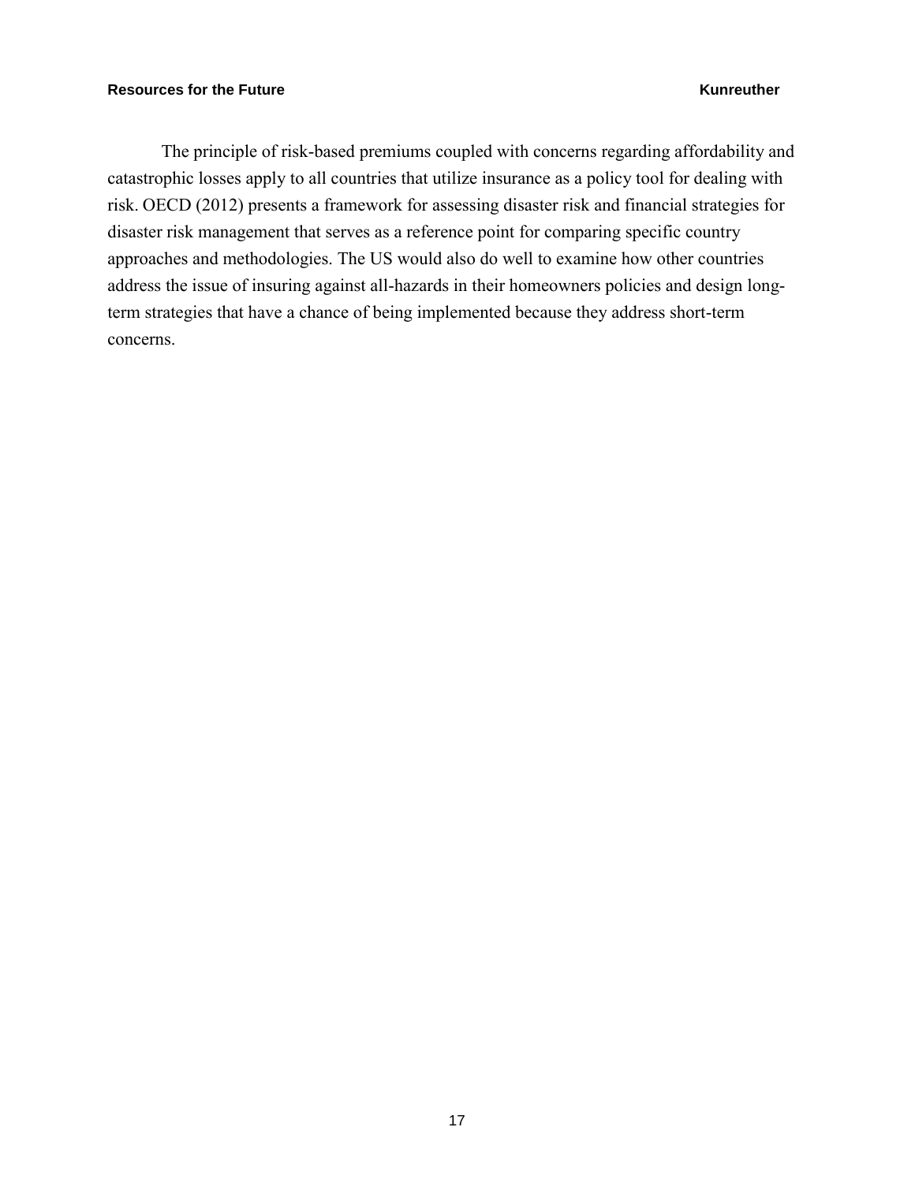The principle of risk-based premiums coupled with concerns regarding affordability and catastrophic losses apply to all countries that utilize insurance as a policy tool for dealing with risk. OECD (2012) presents a framework for assessing disaster risk and financial strategies for disaster risk management that serves as a reference point for comparing specific country approaches and methodologies. The US would also do well to examine how other countries address the issue of insuring against all-hazards in their homeowners policies and design long-term strategies that have a chance of being implemented because they address short-term concerns.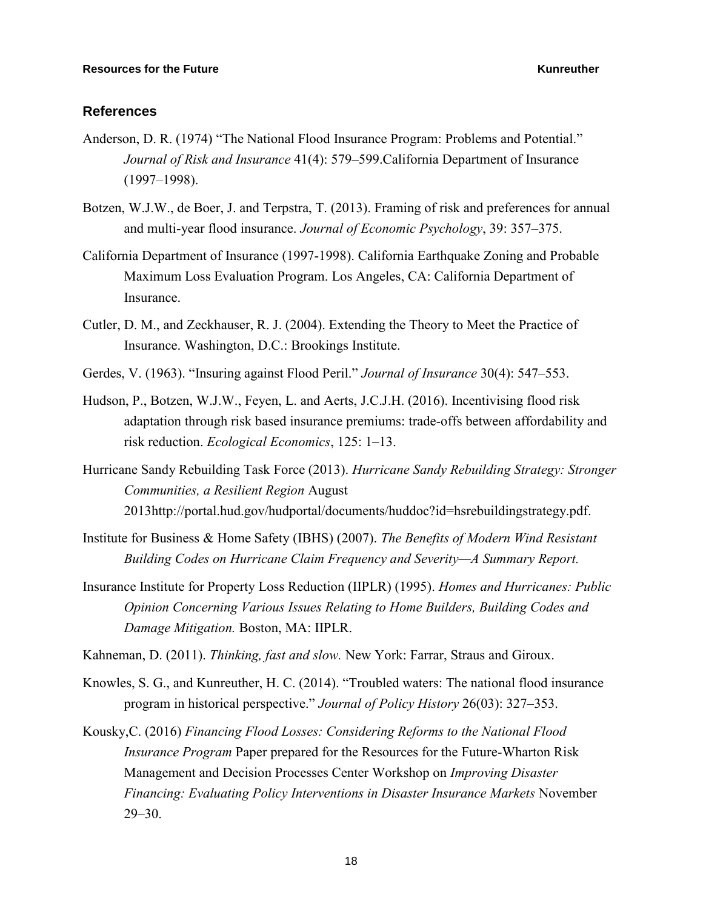## References

Anderson, D. R. (1974) "The National Flood Insurance Program: Problems and Potential." *Journal of Risk and Insurance* 41(4): 579–599.California Department of Insurance (1997–1998).

Botzen, W.J.W., de Boer, J. and Terpstra, T. (2013). Framing of risk and preferences for annual and multi-year flood insurance. *Journal of Economic Psychology*, 39: 357–375.

California Department of Insurance (1997-1998). California Earthquake Zoning and Probable Maximum Loss Evaluation Program. Los Angeles, CA: California Department of Insurance.

Cutler, D. M., and Zeckhauser, R. J. (2004). Extending the Theory to Meet the Practice of Insurance. Washington, D.C.: Brookings Institute.

Gerdes, V. (1963). "Insuring against Flood Peril." *Journal of Insurance* 30(4): 547–553.

Hudson, P., Botzen, W.J.W., Feyen, L. and Aerts, J.C.J.H. (2016). Incentivising flood risk adaptation through risk based insurance premiums: trade-offs between affordability and risk reduction. *Ecological Economics*, 125: 1–13.

Hurricane Sandy Rebuilding Task Force (2013). *Hurricane Sandy Rebuilding Strategy: Stronger Communities, a Resilient Region* August 2013http://portal.hud.gov/hudportal/documents/huddoc?id=hsrebuildingstrategy.pdf.

Institute for Business & Home Safety (IBHS) (2007). *The Benefits of Modern Wind Resistant Building Codes on Hurricane Claim Frequency and Severity—A Summary Report.*

Insurance Institute for Property Loss Reduction (IIPLR) (1995). *Homes and Hurricanes: Public Opinion Concerning Various Issues Relating to Home Builders, Building Codes and Damage Mitigation.* Boston, MA: IIPLR.

Kahneman, D. (2011). *Thinking, fast and slow.* New York: Farrar, Straus and Giroux.

Knowles, S. G., and Kunreuther, H. C. (2014). "Troubled waters: The national flood insurance program in historical perspective." *Journal of Policy History* 26(03): 327–353.

Kousky,C. (2016) *Financing Flood Losses: Considering Reforms to the National Flood Insurance Program* Paper prepared for the Resources for the Future-Wharton Risk Management and Decision Processes Center Workshop on *Improving Disaster Financing: Evaluating Policy Interventions in Disaster Insurance Markets* November 29–30.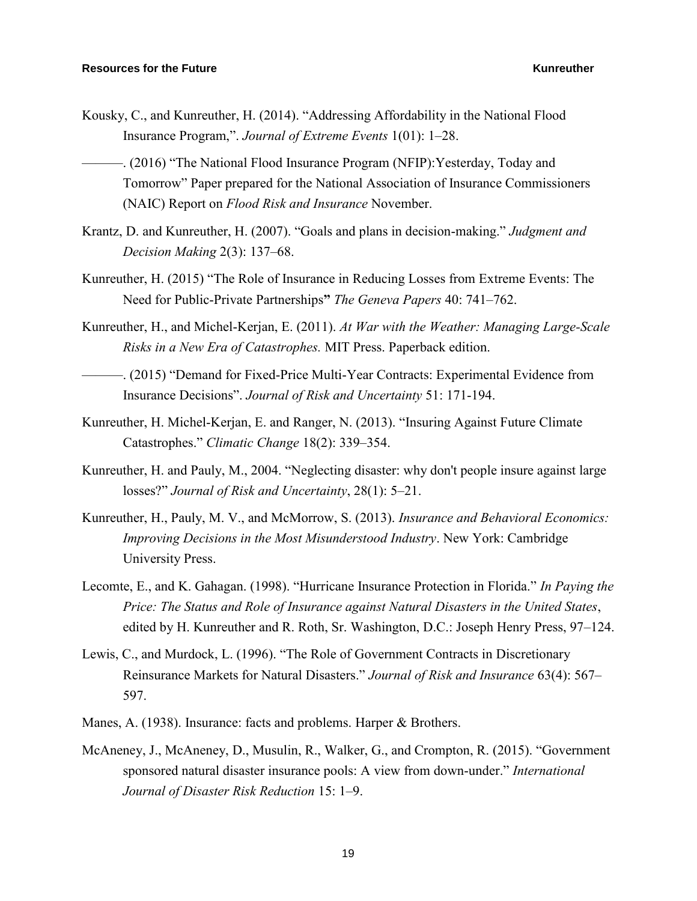Kousky, C., and Kunreuther, H. (2014). "Addressing Affordability in the National Flood Insurance Program,". *Journal of Extreme Events* 1(01): 1–28.

———. (2016) "The National Flood Insurance Program (NFIP):Yesterday, Today and Tomorrow" Paper prepared for the National Association of Insurance Commissioners (NAIC) Report on *Flood Risk and Insurance* November.

Krantz, D. and Kunreuther, H. (2007). "Goals and plans in decision-making." *Judgment and Decision Making* 2(3): 137–68.

Kunreuther, H. (2015) "The Role of Insurance in Reducing Losses from Extreme Events: The Need for Public-Private Partnerships**"** *The Geneva Papers* 40: 741–762.

Kunreuther, H., and Michel-Kerjan, E. (2011). *At War with the Weather: Managing Large-Scale Risks in a New Era of Catastrophes.* MIT Press. Paperback edition.

———. (2015) "Demand for Fixed-Price Multi-Year Contracts: Experimental Evidence from Insurance Decisions". *Journal of Risk and Uncertainty* 51: 171-194.

Kunreuther, H. Michel-Kerjan, E. and Ranger, N. (2013). "Insuring Against Future Climate Catastrophes." *Climatic Change* 18(2): 339–354.

Kunreuther, H. and Pauly, M., 2004. "Neglecting disaster: why don't people insure against large losses?" *Journal of Risk and Uncertainty*, 28(1): 5–21.

Kunreuther, H., Pauly, M. V., and McMorrow, S. (2013). *Insurance and Behavioral Economics: Improving Decisions in the Most Misunderstood Industry*. New York: Cambridge University Press.

Lecomte, E., and K. Gahagan. (1998). "Hurricane Insurance Protection in Florida." *In Paying the Price: The Status and Role of Insurance against Natural Disasters in the United States*, edited by H. Kunreuther and R. Roth, Sr. Washington, D.C.: Joseph Henry Press, 97–124.

Lewis, C., and Murdock, L. (1996). "The Role of Government Contracts in Discretionary Reinsurance Markets for Natural Disasters." *Journal of Risk and Insurance* 63(4): 567–597.

Manes, A. (1938). Insurance: facts and problems. Harper & Brothers.

McAneney, J., McAneney, D., Musulin, R., Walker, G., and Crompton, R. (2015). "Government sponsored natural disaster insurance pools: A view from down-under." *International Journal of Disaster Risk Reduction* 15: 1–9.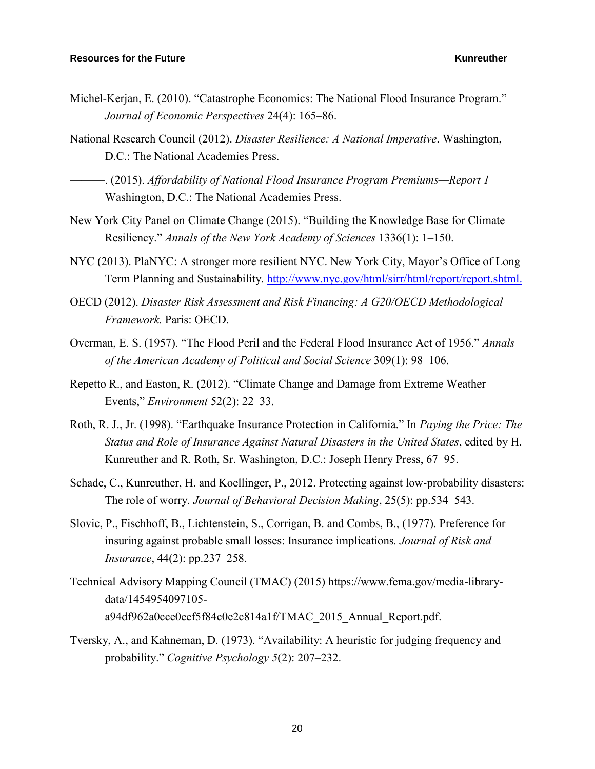Michel-Kerjan, E. (2010). "Catastrophe Economics: The National Flood Insurance Program." *Journal of Economic Perspectives* 24(4): 165–86.

National Research Council (2012). *Disaster Resilience: A National Imperative*. Washington, D.C.: The National Academies Press.

———. (2015). *Affordability of National Flood Insurance Program Premiums—Report 1* Washington, D.C.: The National Academies Press.

New York City Panel on Climate Change (2015). "Building the Knowledge Base for Climate Resiliency." *Annals of the New York Academy of Sciences* 1336(1): 1–150.

NYC (2013). PlaNYC: A stronger more resilient NYC. New York City, Mayor's Office of Long Term Planning and Sustainability. [http://www.nyc.gov/html/sirr/html/report/report.shtml.](http://www.nyc.gov/html/sirr/html/report/report.shtml)

OECD (2012). *Disaster Risk Assessment and Risk Financing: A G20/OECD Methodological Framework.* Paris: OECD.

Overman, E. S. (1957). "The Flood Peril and the Federal Flood Insurance Act of 1956." *Annals of the American Academy of Political and Social Science* 309(1): 98–106.

Repetto R., and Easton, R. (2012). "Climate Change and Damage from Extreme Weather Events," *Environment* 52(2): 22–33.

Roth, R. J., Jr. (1998). "Earthquake Insurance Protection in California." In *Paying the Price: The Status and Role of Insurance Against Natural Disasters in the United States*, edited by H. Kunreuther and R. Roth, Sr. Washington, D.C.: Joseph Henry Press, 67–95.

Schade, C., Kunreuther, H. and Koellinger, P., 2012. Protecting against low-probability disasters: The role of worry. *Journal of Behavioral Decision Making*, 25(5): pp.534–543.

Slovic, P., Fischhoff, B., Lichtenstein, S., Corrigan, B. and Combs, B., (1977). Preference for insuring against probable small losses: Insurance implications. *Journal of Risk and Insurance*, 44(2): pp.237–258.

Technical Advisory Mapping Council (TMAC) (2015) https://www.fema.gov/media-library-data/1454954097105-a94df962a0cce0eef5f84c0e2c814a1f/TMAC_2015_Annual_Report.pdf.

Tversky, A., and Kahneman, D. (1973). "Availability: A heuristic for judging frequency and probability." *Cognitive Psychology 5*(2): 207–232.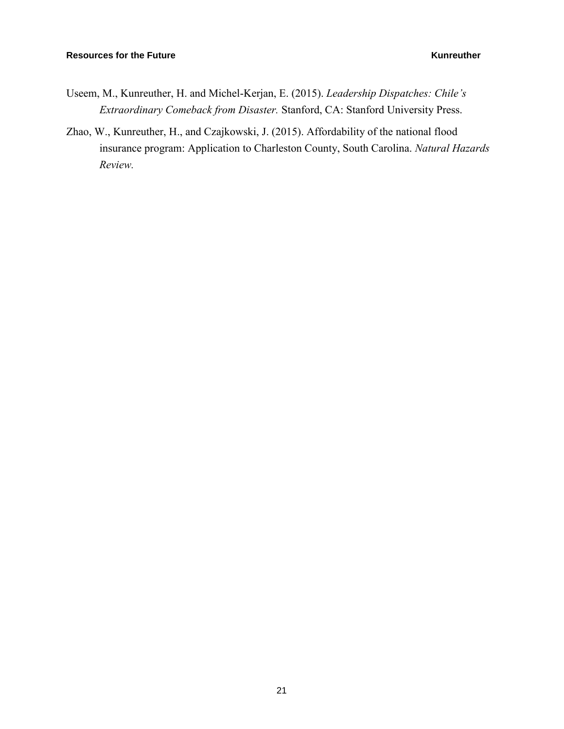Useem, M., Kunreuther, H. and Michel-Kerjan, E. (2015). *Leadership Dispatches: Chile's Extraordinary Comeback from Disaster.* Stanford, CA: Stanford University Press.

Zhao, W., Kunreuther, H., and Czajkowski, J. (2015). Affordability of the national flood insurance program: Application to Charleston County, South Carolina. *Natural Hazards Review.*